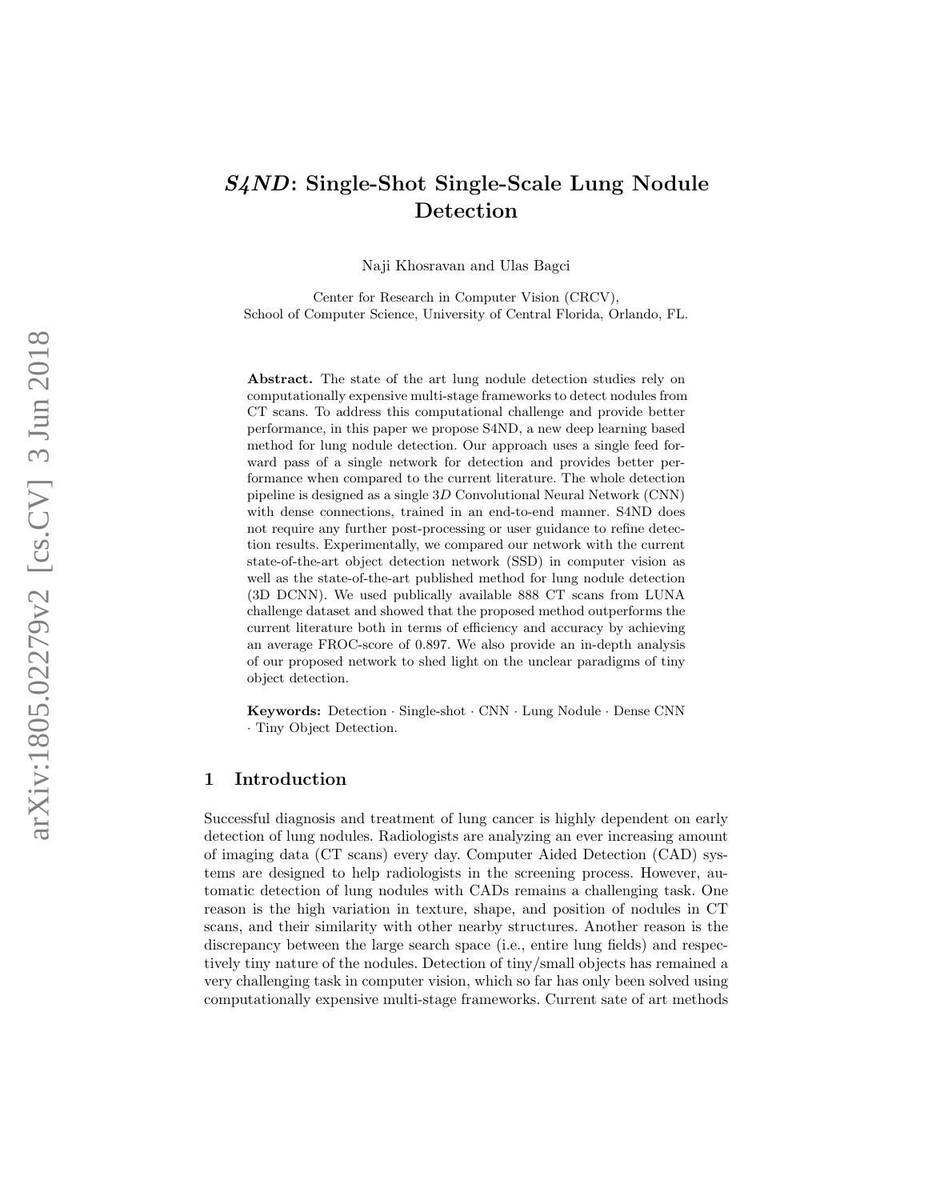# *S4ND*: Single-Shot Single-Scale Lung Nodule Detection

Naji Khosravan and Ulas Bagci

Center for Research in Computer Vision (CRCV),
School of Computer Science, University of Central Florida, Orlando, FL.

**Abstract.** The state of the art lung nodule detection studies rely on computationally expensive multi-stage frameworks to detect nodules from CT scans. To address this computational challenge and provide better performance, in this paper we propose S4ND, a new deep learning based method for lung nodule detection. Our approach uses a single feed forward pass of a single network for detection and provides better performance when compared to the current literature. The whole detection pipeline is designed as a single $3D$ Convolutional Neural Network (CNN) with dense connections, trained in an end-to-end manner. S4ND does not require any further post-processing or user guidance to refine detection results. Experimentally, we compared our network with the current state-of-the-art object detection network (SSD) in computer vision as well as the state-of-the-art published method for lung nodule detection (3D DCNN). We used publically available 888 CT scans from LUNA challenge dataset and showed that the proposed method outperforms the current literature both in terms of efficiency and accuracy by achieving an average FROC-score of 0.897. We also provide an in-depth analysis of our proposed network to shed light on the unclear paradigms of tiny object detection.

**Keywords:** Detection · Single-shot · CNN · Lung Nodule · Dense CNN · Tiny Object Detection.

## 1 Introduction

Successful diagnosis and treatment of lung cancer is highly dependent on early detection of lung nodules. Radiologists are analyzing an ever increasing amount of imaging data (CT scans) every day. Computer Aided Detection (CAD) systems are designed to help radiologists in the screening process. However, automatic detection of lung nodules with CADs remains a challenging task. One reason is the high variation in texture, shape, and position of nodules in CT scans, and their similarity with other nearby structures. Another reason is the discrepancy between the large search space (i.e., entire lung fields) and respectively tiny nature of the nodules. Detection of tiny/small objects has remained a very challenging task in computer vision, which so far has only been solved using computationally expensive multi-stage frameworks. Current sate of art methods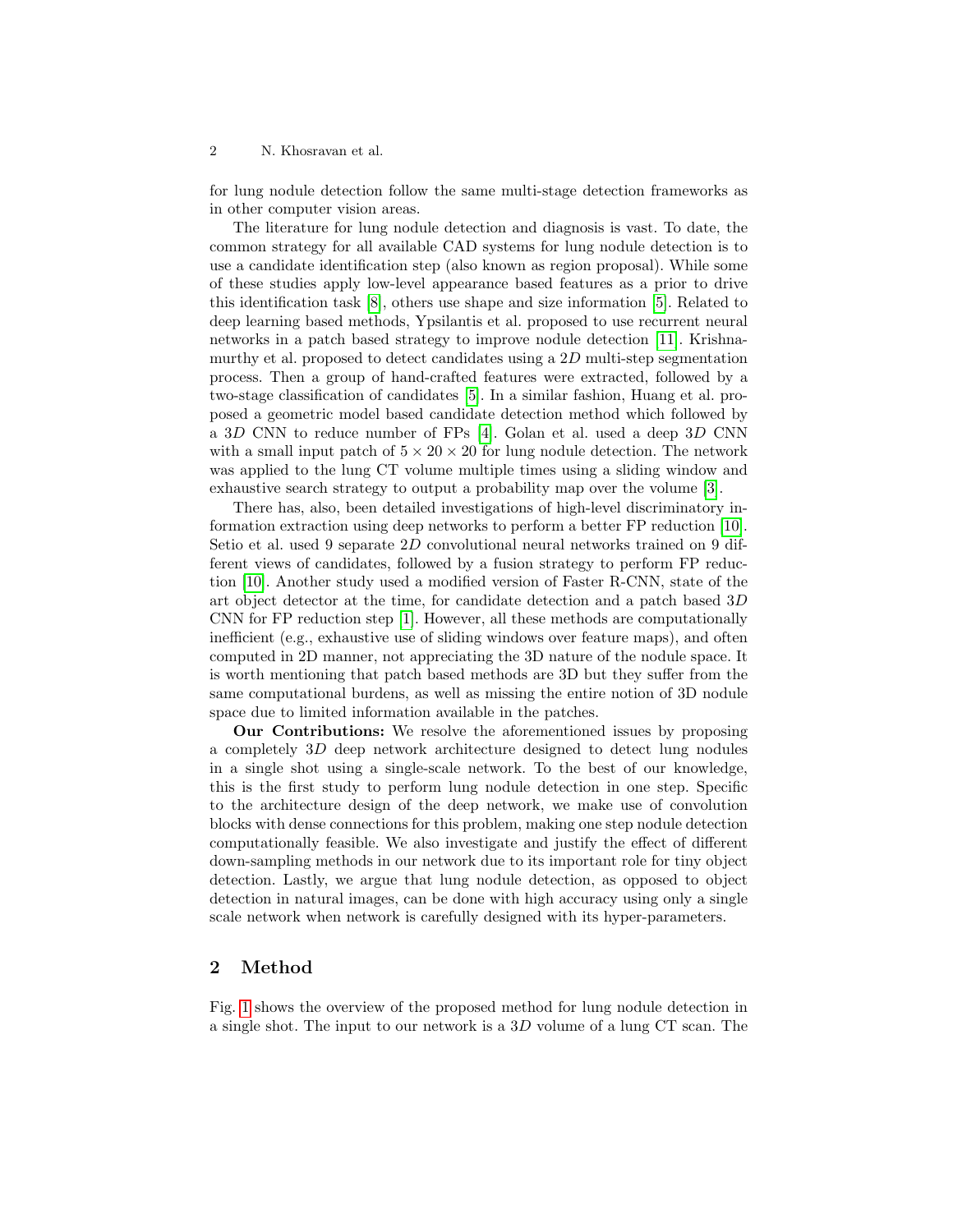for lung nodule detection follow the same multi-stage detection frameworks as in other computer vision areas.

The literature for lung nodule detection and diagnosis is vast. To date, the common strategy for all available CAD systems for lung nodule detection is to use a candidate identification step (also known as region proposal). While some of these studies apply low-level appearance based features as a prior to drive this identification task [8], others use shape and size information [5]. Related to deep learning based methods, Ypsilantis et al. proposed to use recurrent neural networks in a patch based strategy to improve nodule detection [11]. Krishnamurthy et al. proposed to detect candidates using a $2D$ multi-step segmentation process. Then a group of hand-crafted features were extracted, followed by a two-stage classification of candidates [5]. In a similar fashion, Huang et al. proposed a geometric model based candidate detection method which followed by a $3D$ CNN to reduce number of FPs [4]. Golan et al. used a deep $3D$ CNN with a small input patch of $5 \times 20 \times 20$ for lung nodule detection. The network was applied to the lung CT volume multiple times using a sliding window and exhaustive search strategy to output a probability map over the volume [3].

There has, also, been detailed investigations of high-level discriminatory information extraction using deep networks to perform a better FP reduction [10]. Setio et al. used 9 separate $2D$ convolutional neural networks trained on 9 different views of candidates, followed by a fusion strategy to perform FP reduction [10]. Another study used a modified version of Faster R-CNN, state of the art object detector at the time, for candidate detection and a patch based $3D$ CNN for FP reduction step [1]. However, all these methods are computationally inefficient (e.g., exhaustive use of sliding windows over feature maps), and often computed in 2D manner, not appreciating the 3D nature of the nodule space. It is worth mentioning that patch based methods are 3D but they suffer from the same computational burdens, as well as missing the entire notion of 3D nodule space due to limited information available in the patches.

**Our Contributions:** We resolve the aforementioned issues by proposing a completely $3D$ deep network architecture designed to detect lung nodules in a single shot using a single-scale network. To the best of our knowledge, this is the first study to perform lung nodule detection in one step. Specific to the architecture design of the deep network, we make use of convolution blocks with dense connections for this problem, making one step nodule detection computationally feasible. We also investigate and justify the effect of different down-sampling methods in our network due to its important role for tiny object detection. Lastly, we argue that lung nodule detection, as opposed to object detection in natural images, can be done with high accuracy using only a single scale network when network is carefully designed with its hyper-parameters.

## 2 Method

Fig. 1 shows the overview of the proposed method for lung nodule detection in a single shot. The input to our network is a $3D$ volume of a lung CT scan. The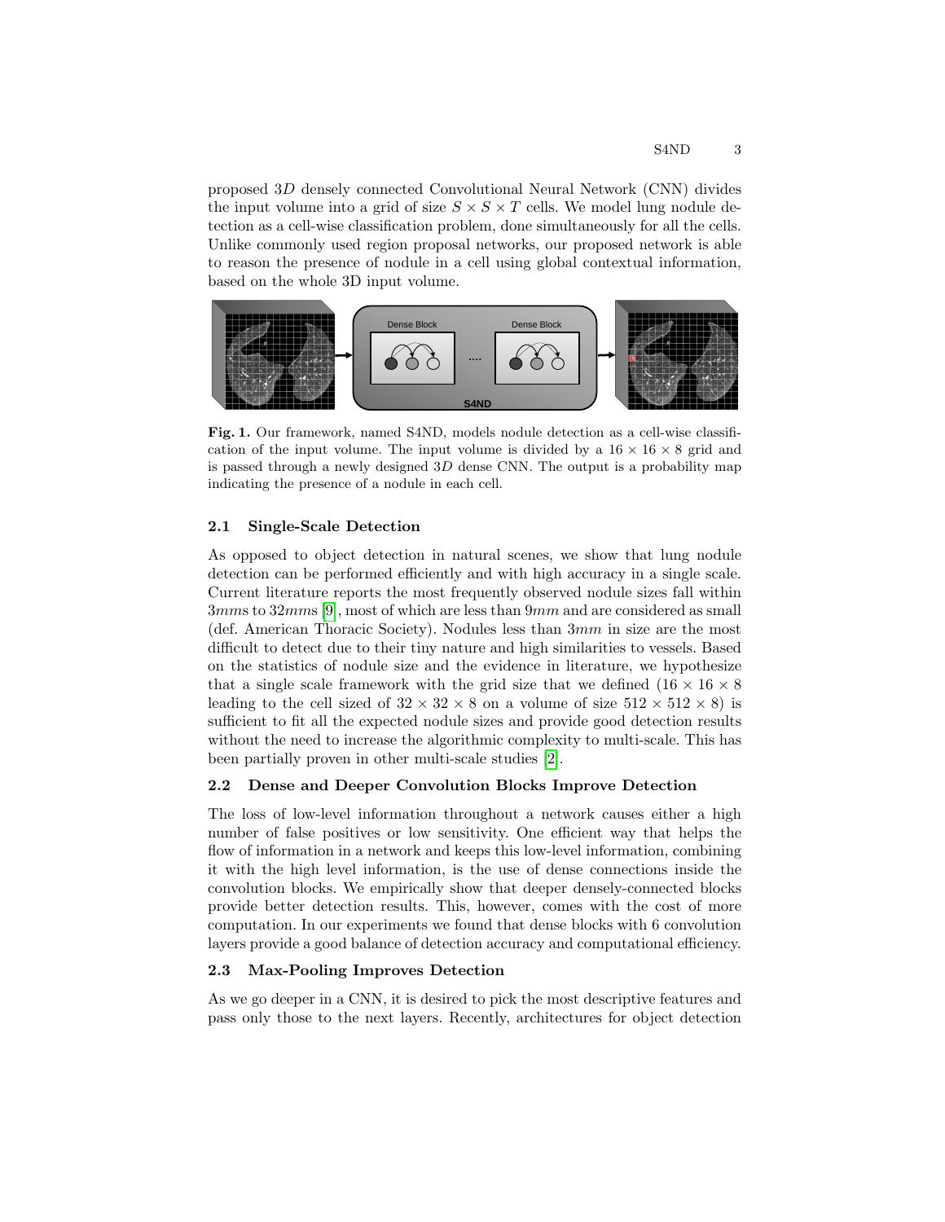proposed $3D$ densely connected Convolutional Neural Network (CNN) divides the input volume into a grid of size $S \times S \times T$ cells. We model lung nodule detection as a cell-wise classification problem, done simultaneously for all the cells. Unlike commonly used region proposal networks, our proposed network is able to reason the presence of nodule in a cell using global contextual information, based on the whole 3D input volume.

**Fig. 1.** Our framework, named S4ND, models nodule detection as a cell-wise classification of the input volume. The input volume is divided by a $16 \times 16 \times 8$ grid and is passed through a newly designed $3D$ dense CNN. The output is a probability map indicating the presence of a nodule in each cell.

### 2.1 Single-Scale Detection

As opposed to object detection in natural scenes, we show that lung nodule detection can be performed efficiently and with high accuracy in a single scale. Current literature reports the most frequently observed nodule sizes fall within $3mm$s to $32mm$s [9], most of which are less than $9mm$ and are considered as small (def. American Thoracic Society). Nodules less than $3mm$ in size are the most difficult to detect due to their tiny nature and high similarities to vessels. Based on the statistics of nodule size and the evidence in literature, we hypothesize that a single scale framework with the grid size that we defined ($16 \times 16 \times 8$ leading to the cell sized of $32 \times 32 \times 8$ on a volume of size $512 \times 512 \times 8$) is sufficient to fit all the expected nodule sizes and provide good detection results without the need to increase the algorithmic complexity to multi-scale. This has been partially proven in other multi-scale studies [2].

### 2.2 Dense and Deeper Convolution Blocks Improve Detection

The loss of low-level information throughout a network causes either a high number of false positives or low sensitivity. One efficient way that helps the flow of information in a network and keeps this low-level information, combining it with the high level information, is the use of dense connections inside the convolution blocks. We empirically show that deeper densely-connected blocks provide better detection results. This, however, comes with the cost of more computation. In our experiments we found that dense blocks with 6 convolution layers provide a good balance of detection accuracy and computational efficiency.

### 2.3 Max-Pooling Improves Detection

As we go deeper in a CNN, it is desired to pick the most descriptive features and pass only those to the next layers. Recently, architectures for object detection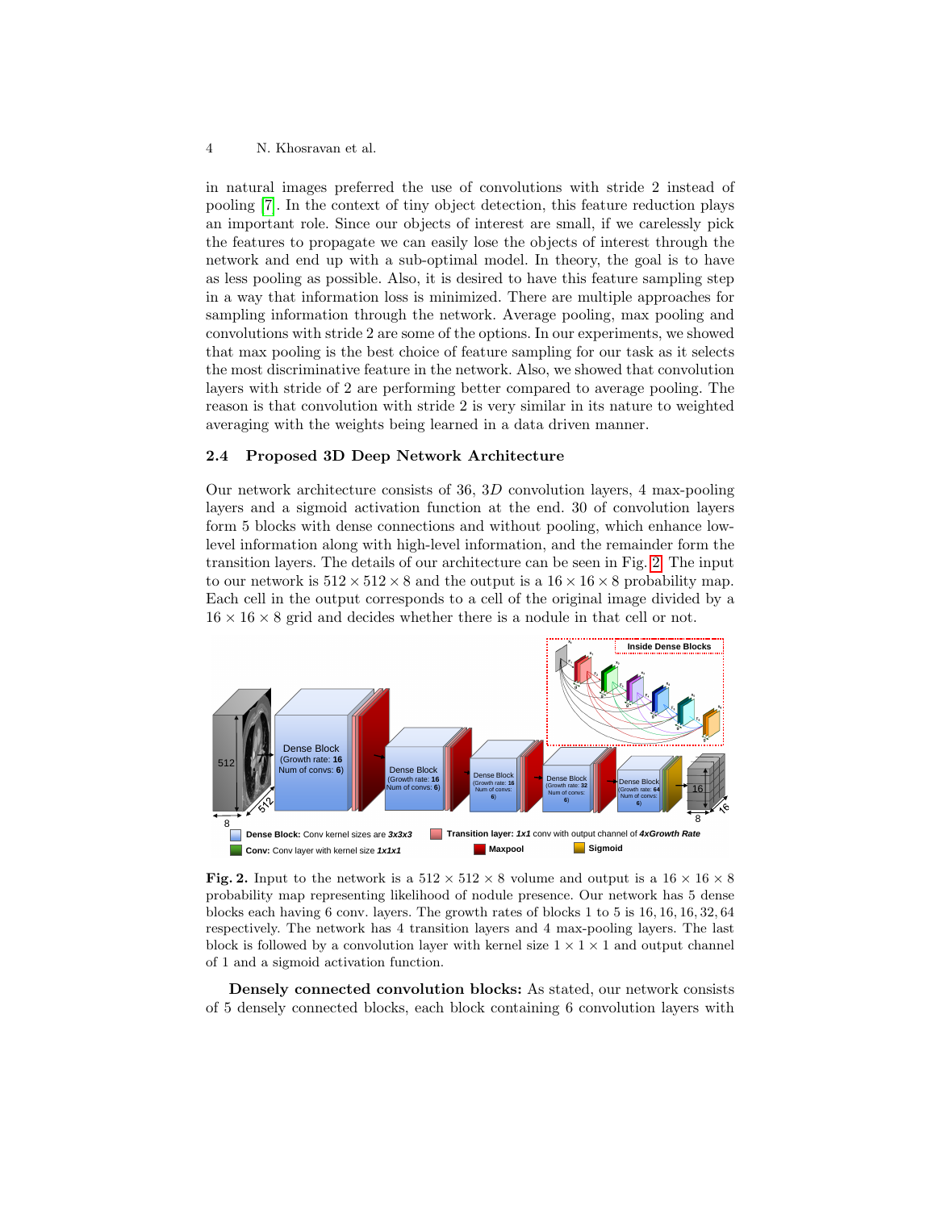in natural images preferred the use of convolutions with stride 2 instead of pooling [7]. In the context of tiny object detection, this feature reduction plays an important role. Since our objects of interest are small, if we carelessly pick the features to propagate we can easily lose the objects of interest through the network and end up with a sub-optimal model. In theory, the goal is to have as less pooling as possible. Also, it is desired to have this feature sampling step in a way that information loss is minimized. There are multiple approaches for sampling information through the network. Average pooling, max pooling and convolutions with stride 2 are some of the options. In our experiments, we showed that max pooling is the best choice of feature sampling for our task as it selects the most discriminative feature in the network. Also, we showed that convolution layers with stride of 2 are performing better compared to average pooling. The reason is that convolution with stride 2 is very similar in its nature to weighted averaging with the weights being learned in a data driven manner.

### 2.4 Proposed 3D Deep Network Architecture

Our network architecture consists of 36, $3D$ convolution layers, 4 max-pooling layers and a sigmoid activation function at the end. 30 of convolution layers form 5 blocks with dense connections and without pooling, which enhance low-level information along with high-level information, and the remainder form the transition layers. The details of our architecture can be seen in Fig. 2. The input to our network is $512 \times 512 \times 8$ and the output is a $16 \times 16 \times 8$ probability map. Each cell in the output corresponds to a cell of the original image divided by a $16 \times 16 \times 8$ grid and decides whether there is a nodule in that cell or not.

**Fig. 2.** Input to the network is a $512 \times 512 \times 8$ volume and output is a $16 \times 16 \times 8$ probability map representing likelihood of nodule presence. Our network has 5 dense blocks each having 6 conv. layers. The growth rates of blocks 1 to 5 is 16, 16, 16, 32, 64 respectively. The network has 4 transition layers and 4 max-pooling layers. The last block is followed by a convolution layer with kernel size $1 \times 1 \times 1$ and output channel of 1 and a sigmoid activation function.

**Densely connected convolution blocks:** As stated, our network consists of 5 densely connected blocks, each block containing 6 convolution layers with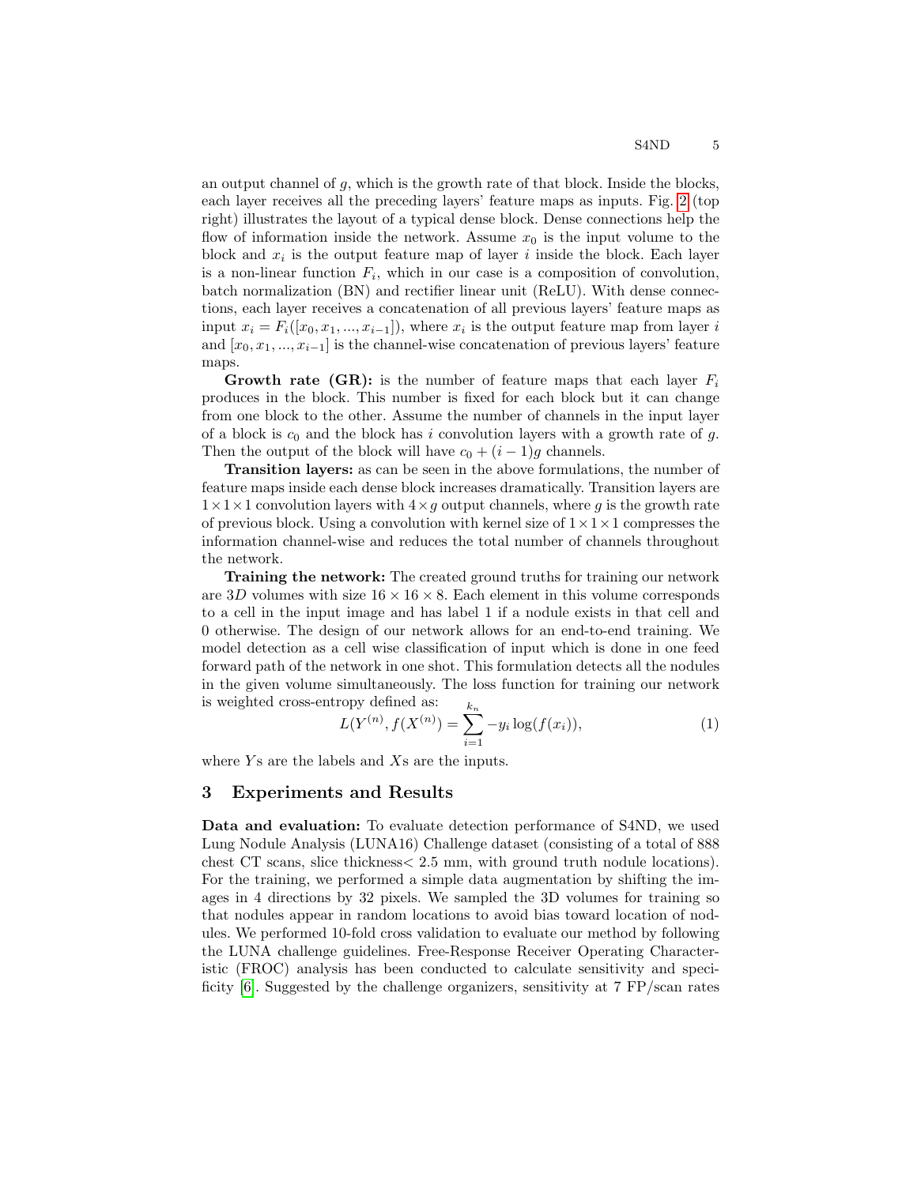an output channel of $g$, which is the growth rate of that block. Inside the blocks, each layer receives all the preceding layers' feature maps as inputs. Fig. 2 (top right) illustrates the layout of a typical dense block. Dense connections help the flow of information inside the network. Assume $x_0$ is the input volume to the block and $x_i$ is the output feature map of layer $i$ inside the block. Each layer is a non-linear function $F_i$, which in our case is a composition of convolution, batch normalization (BN) and rectifier linear unit (ReLU). With dense connections, each layer receives a concatenation of all previous layers' feature maps as input $x_i = F_i([x_0, x_1, ..., x_{i-1}])$, where $x_i$ is the output feature map from layer $i$ and $[x_0, x_1, ..., x_{i-1}]$ is the channel-wise concatenation of previous layers' feature maps.

**Growth rate (GR):** is the number of feature maps that each layer $F_i$ produces in the block. This number is fixed for each block but it can change from one block to the other. Assume the number of channels in the input layer of a block is $c_0$ and the block has $i$ convolution layers with a growth rate of $g$. Then the output of the block will have $c_0 + (i-1)g$ channels.

**Transition layers:** as can be seen in the above formulations, the number of feature maps inside each dense block increases dramatically. Transition layers are $1 \times 1 \times 1$ convolution layers with $4 \times g$ output channels, where $g$ is the growth rate of previous block. Using a convolution with kernel size of $1 \times 1 \times 1$ compresses the information channel-wise and reduces the total number of channels throughout the network.

**Training the network:** The created ground truths for training our network are $3D$ volumes with size $16 \times 16 \times 8$. Each element in this volume corresponds to a cell in the input image and has label 1 if a nodule exists in that cell and 0 otherwise. The design of our network allows for an end-to-end training. We model detection as a cell wise classification of input which is done in one feed forward path of the network in one shot. This formulation detects all the nodules in the given volume simultaneously. The loss function for training our network is weighted cross-entropy defined as:

$$L(Y^{(n)}, f(X^{(n)}) = \sum_{i=1}^{k_n} -y_i \log(f(x_i)), \tag{1}$$

where $Y$s are the labels and $X$s are the inputs.

## 3 Experiments and Results

**Data and evaluation:** To evaluate detection performance of S4ND, we used Lung Nodule Analysis (LUNA16) Challenge dataset (consisting of a total of 888 chest CT scans, slice thickness< 2.5 mm, with ground truth nodule locations). For the training, we performed a simple data augmentation by shifting the images in 4 directions by 32 pixels. We sampled the 3D volumes for training so that nodules appear in random locations to avoid bias toward location of nodules. We performed 10-fold cross validation to evaluate our method by following the LUNA challenge guidelines. Free-Response Receiver Operating Characteristic (FROC) analysis has been conducted to calculate sensitivity and specificity [6]. Suggested by the challenge organizers, sensitivity at 7 FP/scan rates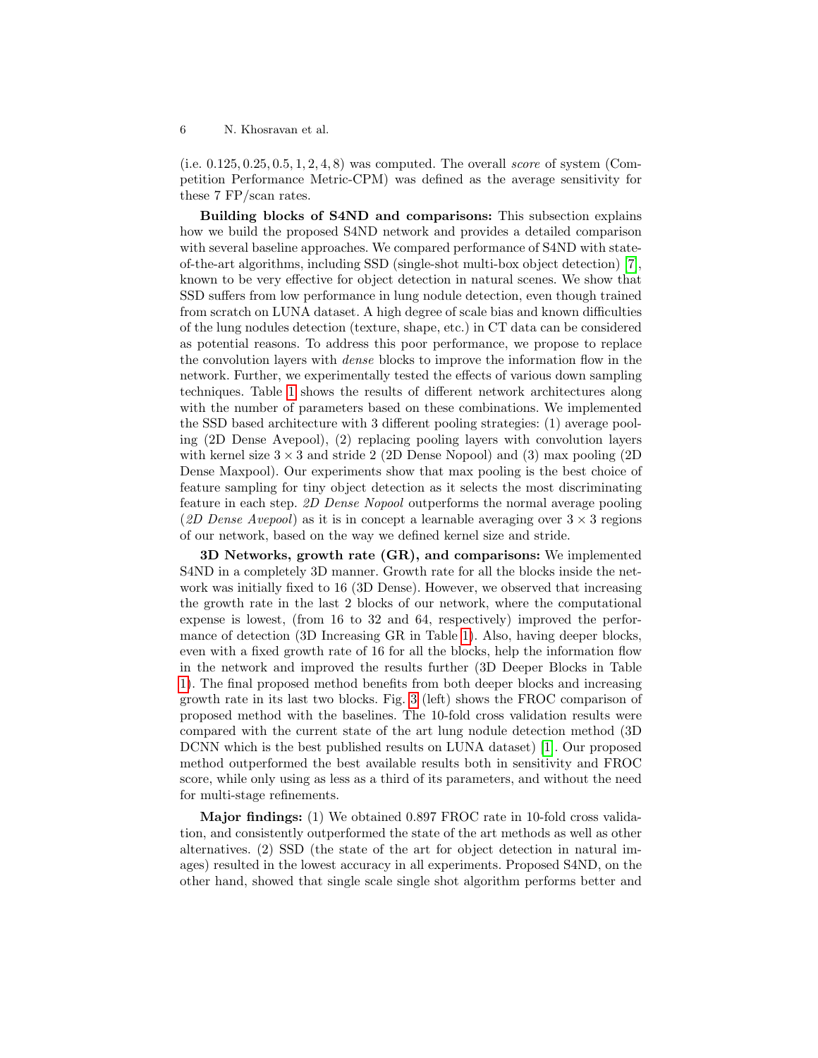(i.e. $0.125, 0.25, 0.5, 1, 2, 4, 8$) was computed. The overall *score* of system (Competition Performance Metric-CPM) was defined as the average sensitivity for these 7 FP/scan rates.

**Building blocks of S4ND and comparisons:** This subsection explains how we build the proposed S4ND network and provides a detailed comparison with several baseline approaches. We compared performance of S4ND with state-of-the-art algorithms, including SSD (single-shot multi-box object detection) [7], known to be very effective for object detection in natural scenes. We show that SSD suffers from low performance in lung nodule detection, even though trained from scratch on LUNA dataset. A high degree of scale bias and known difficulties of the lung nodules detection (texture, shape, etc.) in CT data can be considered as potential reasons. To address this poor performance, we propose to replace the convolution layers with *dense* blocks to improve the information flow in the network. Further, we experimentally tested the effects of various down sampling techniques. Table 1 shows the results of different network architectures along with the number of parameters based on these combinations. We implemented the SSD based architecture with 3 different pooling strategies: (1) average pooling (2D Dense Avepool), (2) replacing pooling layers with convolution layers with kernel size $3 \times 3$ and stride 2 (2D Dense Nopool) and (3) max pooling (2D Dense Maxpool). Our experiments show that max pooling is the best choice of feature sampling for tiny object detection as it selects the most discriminating feature in each step. *2D Dense Nopool* outperforms the normal average pooling (*2D Dense Avepool*) as it is in concept a learnable averaging over $3 \times 3$ regions of our network, based on the way we defined kernel size and stride.

**3D Networks, growth rate (GR), and comparisons:** We implemented S4ND in a completely 3D manner. Growth rate for all the blocks inside the network was initially fixed to 16 (3D Dense). However, we observed that increasing the growth rate in the last 2 blocks of our network, where the computational expense is lowest, (from 16 to 32 and 64, respectively) improved the performance of detection (3D Increasing GR in Table 1). Also, having deeper blocks, even with a fixed growth rate of 16 for all the blocks, help the information flow in the network and improved the results further (3D Deeper Blocks in Table 1). The final proposed method benefits from both deeper blocks and increasing growth rate in its last two blocks. Fig. 3 (left) shows the FROC comparison of proposed method with the baselines. The 10-fold cross validation results were compared with the current state of the art lung nodule detection method (3D DCNN which is the best published results on LUNA dataset) [1]. Our proposed method outperformed the best available results both in sensitivity and FROC score, while only using as less as a third of its parameters, and without the need for multi-stage refinements.

**Major findings:** (1) We obtained 0.897 FROC rate in 10-fold cross validation, and consistently outperformed the state of the art methods as well as other alternatives. (2) SSD (the state of the art for object detection in natural images) resulted in the lowest accuracy in all experiments. Proposed S4ND, on the other hand, showed that single scale single shot algorithm performs better and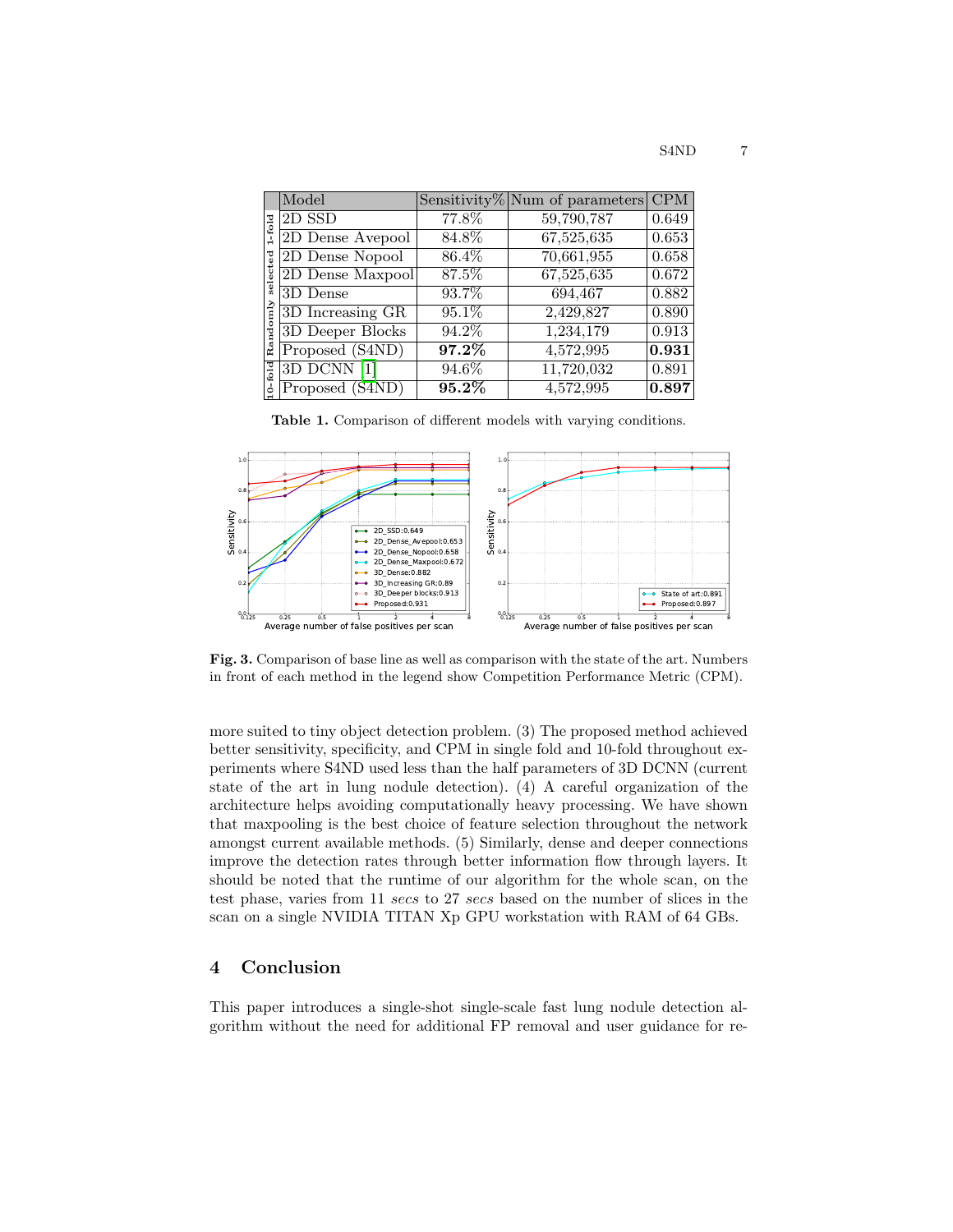| | Model | Sensitivity% | Num of parameters | CPM |
|---|---|---|---|---|
| Randomly selected 1-fold | 2D SSD | 77.8% | 59,790,787 | 0.649 |
| | 2D Dense Avepool | 84.8% | 67,525,635 | 0.653 |
| | 2D Dense Nopool | 86.4% | 70,661,955 | 0.658 |
| | 2D Dense Maxpool | 87.5% | 67,525,635 | 0.672 |
| | 3D Dense | 93.7% | 694,467 | 0.882 |
| | 3D Increasing GR | 95.1% | 2,429,827 | 0.890 |
| | 3D Deeper Blocks | 94.2% | 1,234,179 | 0.913 |
| | Proposed (S4ND) | **97.2%** | 4,572,995 | **0.931** |
| 10-fold | 3D DCNN [1] | 94.6% | 11,720,032 | 0.891 |
| | Proposed (S4ND) | **95.2%** | 4,572,995 | **0.897** |

**Table 1.** Comparison of different models with varying conditions.

**Fig. 3.** Comparison of base line as well as comparison with the state of the art. Numbers in front of each method in the legend show Competition Performance Metric (CPM).

more suited to tiny object detection problem. (3) The proposed method achieved better sensitivity, specificity, and CPM in single fold and 10-fold throughout experiments where S4ND used less than the half parameters of 3D DCNN (current state of the art in lung nodule detection). (4) A careful organization of the architecture helps avoiding computationally heavy processing. We have shown that maxpooling is the best choice of feature selection throughout the network amongst current available methods. (5) Similarly, dense and deeper connections improve the detection rates through better information flow through layers. It should be noted that the runtime of our algorithm for the whole scan, on the test phase, varies from 11 *secs* to 27 *secs* based on the number of slices in the scan on a single NVIDIA TITAN Xp GPU workstation with RAM of 64 GBs.

## 4 Conclusion

This paper introduces a single-shot single-scale fast lung nodule detection algorithm without the need for additional FP removal and user guidance for re-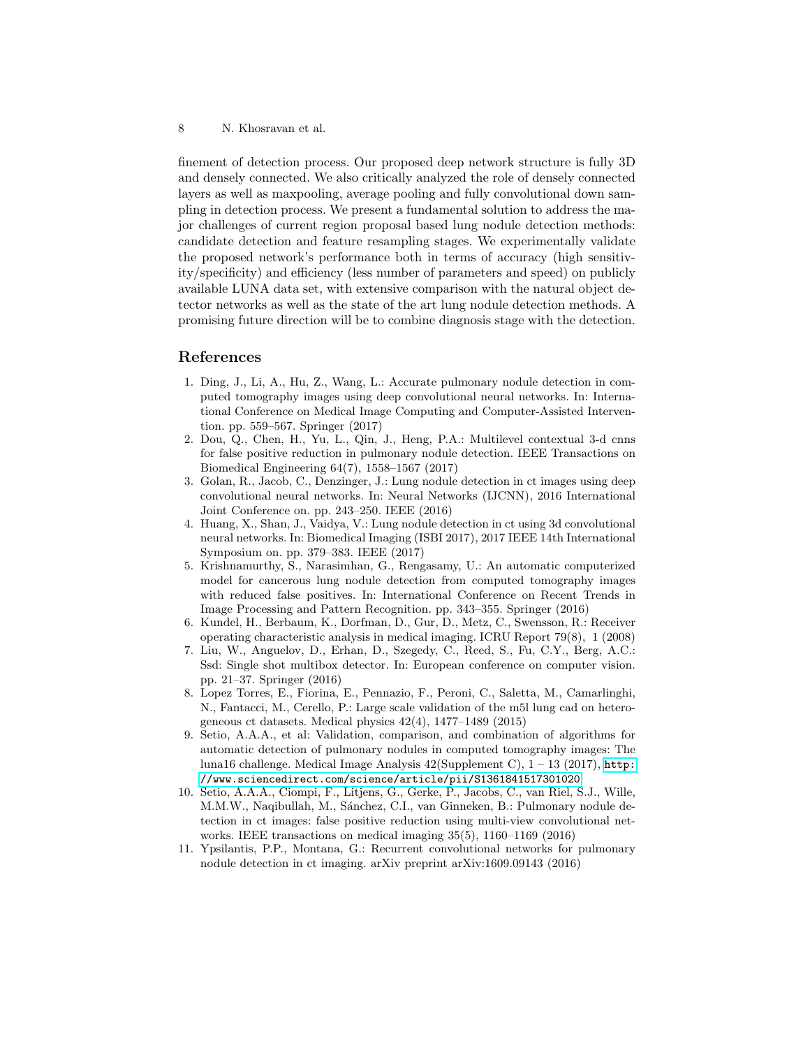finement of detection process. Our proposed deep network structure is fully 3D and densely connected. We also critically analyzed the role of densely connected layers as well as maxpooling, average pooling and fully convolutional down sampling in detection process. We present a fundamental solution to address the major challenges of current region proposal based lung nodule detection methods: candidate detection and feature resampling stages. We experimentally validate the proposed network's performance both in terms of accuracy (high sensitivity/specificity) and efficiency (less number of parameters and speed) on publicly available LUNA data set, with extensive comparison with the natural object detector networks as well as the state of the art lung nodule detection methods. A promising future direction will be to combine diagnosis stage with the detection.

## References

1. Ding, J., Li, A., Hu, Z., Wang, L.: Accurate pulmonary nodule detection in computed tomography images using deep convolutional neural networks. In: International Conference on Medical Image Computing and Computer-Assisted Intervention. pp. 559–567. Springer (2017)
2. Dou, Q., Chen, H., Yu, L., Qin, J., Heng, P.A.: Multilevel contextual 3-d cnns for false positive reduction in pulmonary nodule detection. IEEE Transactions on Biomedical Engineering 64(7), 1558–1567 (2017)
3. Golan, R., Jacob, C., Denzinger, J.: Lung nodule detection in ct images using deep convolutional neural networks. In: Neural Networks (IJCNN), 2016 International Joint Conference on. pp. 243–250. IEEE (2016)
4. Huang, X., Shan, J., Vaidya, V.: Lung nodule detection in ct using 3d convolutional neural networks. In: Biomedical Imaging (ISBI 2017), 2017 IEEE 14th International Symposium on. pp. 379–383. IEEE (2017)
5. Krishnamurthy, S., Narasimhan, G., Rengasamy, U.: An automatic computerized model for cancerous lung nodule detection from computed tomography images with reduced false positives. In: International Conference on Recent Trends in Image Processing and Pattern Recognition. pp. 343–355. Springer (2016)
6. Kundel, H., Berbaum, K., Dorfman, D., Gur, D., Metz, C., Swensson, R.: Receiver operating characteristic analysis in medical imaging. ICRU Report 79(8), 1 (2008)
7. Liu, W., Anguelov, D., Erhan, D., Szegedy, C., Reed, S., Fu, C.Y., Berg, A.C.: Ssd: Single shot multibox detector. In: European conference on computer vision. pp. 21–37. Springer (2016)
8. Lopez Torres, E., Fiorina, E., Pennazio, F., Peroni, C., Saletta, M., Camarlinghi, N., Fantacci, M., Cerello, P.: Large scale validation of the m5l lung cad on heterogeneous ct datasets. Medical physics 42(4), 1477–1489 (2015)
9. Setio, A.A.A., et al: Validation, comparison, and combination of algorithms for automatic detection of pulmonary nodules in computed tomography images: The luna16 challenge. Medical Image Analysis 42(Supplement C), 1 – 13 (2017), http://www.sciencedirect.com/science/article/pii/S1361841517301020
10. Setio, A.A.A., Ciompi, F., Litjens, G., Gerke, P., Jacobs, C., van Riel, S.J., Wille, M.M.W., Naqibullah, M., Sánchez, C.I., van Ginneken, B.: Pulmonary nodule detection in ct images: false positive reduction using multi-view convolutional networks. IEEE transactions on medical imaging 35(5), 1160–1169 (2016)
11. Ypsilantis, P.P., Montana, G.: Recurrent convolutional networks for pulmonary nodule detection in ct imaging. arXiv preprint arXiv:1609.09143 (2016)